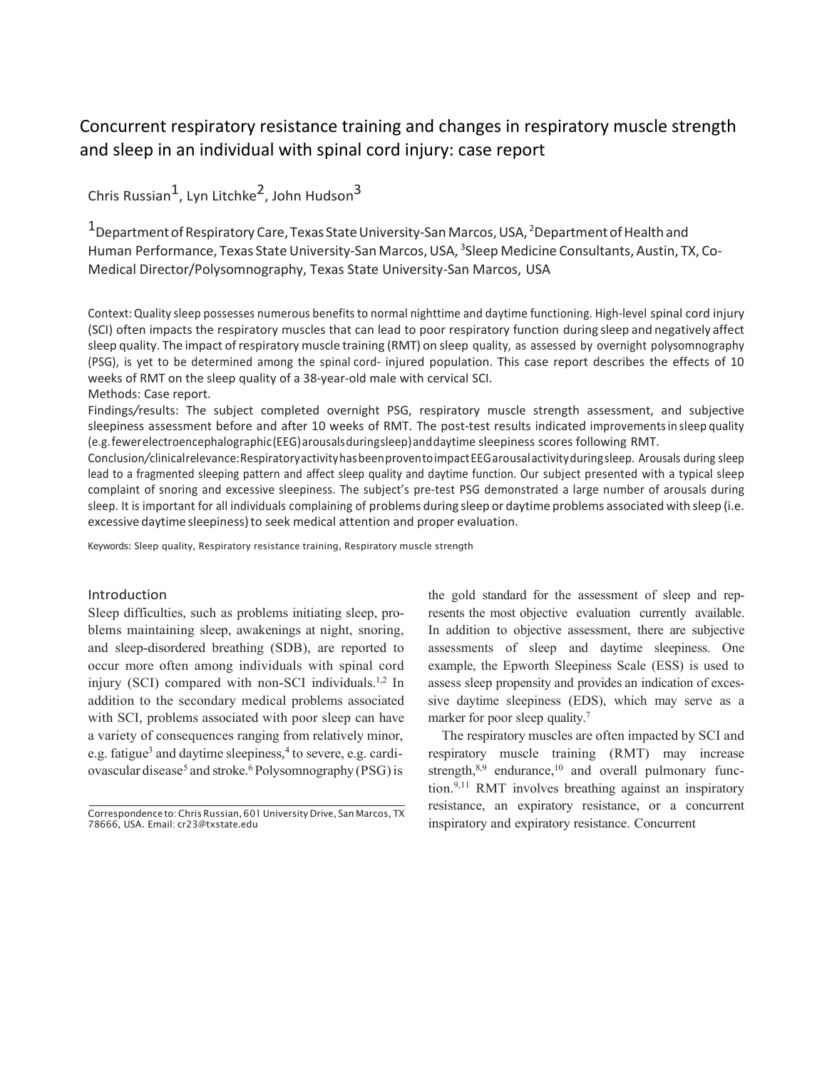# Concurrent respiratory resistance training and changes in respiratory muscle strength and sleep in an individual with spinal cord injury: case report

Chris Russian[1], Lyn Litchke[2], John Hudson[3]

[1]Department of Respiratory Care, Texas State University-San Marcos, USA, [2]Department of Health and Human Performance, Texas State University-San Marcos, USA, [3]Sleep Medicine Consultants, Austin, TX, Co-Medical Director/Polysomnography, Texas State University-San Marcos, USA

Context: Quality sleep possesses numerous benefits to normal nighttime and daytime functioning. High-level spinal cord injury (SCI) often impacts the respiratory muscles that can lead to poor respiratory function during sleep and negatively affect sleep quality. The impact of respiratory muscle training (RMT) on sleep quality, as assessed by overnight polysomnography (PSG), is yet to be determined among the spinal cord- injured population. This case report describes the effects of 10 weeks of RMT on the sleep quality of a 38-year-old male with cervical SCI.

Methods: Case report.

Findings/results: The subject completed overnight PSG, respiratory muscle strength assessment, and subjective sleepiness assessment before and after 10 weeks of RMT. The post-test results indicated improvements in sleep quality (e.g. fewer electroencephalographic (EEG) arousals during sleep) and daytime sleepiness scores following RMT.

Conclusion/clinical relevance: Respiratory activity has been proven to impact EEG arousal activity during sleep. Arousals during sleep lead to a fragmented sleeping pattern and affect sleep quality and daytime function. Our subject presented with a typical sleep complaint of snoring and excessive sleepiness. The subject's pre-test PSG demonstrated a large number of arousals during sleep. It is important for all individuals complaining of problems during sleep or daytime problems associated with sleep (i.e. excessive daytime sleepiness) to seek medical attention and proper evaluation.

Keywords: Sleep quality, Respiratory resistance training, Respiratory muscle strength

## Introduction

Sleep difficulties, such as problems initiating sleep, problems maintaining sleep, awakenings at night, snoring, and sleep-disordered breathing (SDB), are reported to occur more often among individuals with spinal cord injury (SCI) compared with non-SCI individuals.[1,2] In addition to the secondary medical problems associated with SCI, problems associated with poor sleep can have a variety of consequences ranging from relatively minor, e.g. fatigue[3] and daytime sleepiness,[4] to severe, e.g. cardiovascular disease[5] and stroke.[6] Polysomnography (PSG) is the gold standard for the assessment of sleep and represents the most objective evaluation currently available. In addition to objective assessment, there are subjective assessments of sleep and daytime sleepiness. One example, the Epworth Sleepiness Scale (ESS) is used to assess sleep propensity and provides an indication of excessive daytime sleepiness (EDS), which may serve as a marker for poor sleep quality.[7]

The respiratory muscles are often impacted by SCI and respiratory muscle training (RMT) may increase strength,[8,9] endurance,[10] and overall pulmonary function.[9,11] RMT involves breathing against an inspiratory resistance, an expiratory resistance, or a concurrent inspiratory and expiratory resistance. Concurrent

Correspondence to: Chris Russian, 601 University Drive, San Marcos, TX 78666, USA. Email: cr23@txstate.edu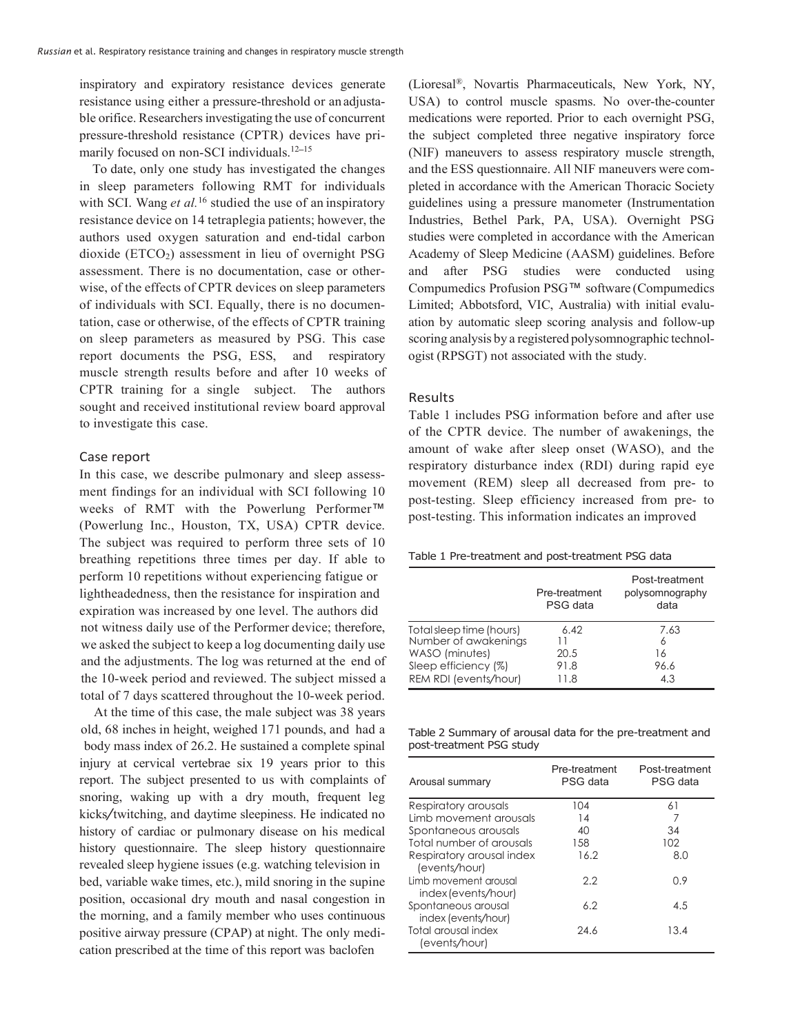inspiratory and expiratory resistance devices generate resistance using either a pressure-threshold or an adjustable orifice. Researchers investigating the use of concurrent pressure-threshold resistance (CPTR) devices have primarily focused on non-SCI individuals.[12–15]

To date, only one study has investigated the changes in sleep parameters following RMT for individuals with SCI. Wang *et al.*[16] studied the use of an inspiratory resistance device on 14 tetraplegia patients; however, the authors used oxygen saturation and end-tidal carbon dioxide ($ETCO_2$) assessment in lieu of overnight PSG assessment. There is no documentation, case or otherwise, of the effects of CPTR devices on sleep parameters of individuals with SCI. Equally, there is no documentation, case or otherwise, of the effects of CPTR training on sleep parameters as measured by PSG. This case report documents the PSG, ESS, and respiratory muscle strength results before and after 10 weeks of CPTR training for a single subject. The authors sought and received institutional review board approval to investigate this case.

## Case report

In this case, we describe pulmonary and sleep assessment findings for an individual with SCI following 10 weeks of RMT with the Powerlung Performer™ (Powerlung Inc., Houston, TX, USA) CPTR device. The subject was required to perform three sets of 10 breathing repetitions three times per day. If able to perform 10 repetitions without experiencing fatigue or lightheadedness, then the resistance for inspiration and expiration was increased by one level. The authors did not witness daily use of the Performer device; therefore, we asked the subject to keep a log documenting daily use and the adjustments. The log was returned at the end of the 10-week period and reviewed. The subject missed a total of 7 days scattered throughout the 10-week period.

At the time of this case, the male subject was 38 years old, 68 inches in height, weighed 171 pounds, and had a body mass index of 26.2. He sustained a complete spinal injury at cervical vertebrae six 19 years prior to this report. The subject presented to us with complaints of snoring, waking up with a dry mouth, frequent leg kicks/twitching, and daytime sleepiness. He indicated no history of cardiac or pulmonary disease on his medical history questionnaire. The sleep history questionnaire revealed sleep hygiene issues (e.g. watching television in bed, variable wake times, etc.), mild snoring in the supine position, occasional dry mouth and nasal congestion in the morning, and a family member who uses continuous positive airway pressure (CPAP) at night. The only medication prescribed at the time of this report was baclofen (Lioresal®, Novartis Pharmaceuticals, New York, NY, USA) to control muscle spasms. No over-the-counter medications were reported. Prior to each overnight PSG, the subject completed three negative inspiratory force (NIF) maneuvers to assess respiratory muscle strength, and the ESS questionnaire. All NIF maneuvers were completed in accordance with the American Thoracic Society guidelines using a pressure manometer (Instrumentation Industries, Bethel Park, PA, USA). Overnight PSG studies were completed in accordance with the American Academy of Sleep Medicine (AASM) guidelines. Before and after PSG studies were conducted using Compumedics Profusion PSG™ software (Compumedics Limited; Abbotsford, VIC, Australia) with initial evaluation by automatic sleep scoring analysis and follow-up scoring analysis by a registered polysomnographic technologist (RPSGT) not associated with the study.

## Results

Table 1 includes PSG information before and after use of the CPTR device. The number of awakenings, the amount of wake after sleep onset (WASO), and the respiratory disturbance index (RDI) during rapid eye movement (REM) sleep all decreased from pre- to post-testing. Sleep efficiency increased from pre- to post-testing. This information indicates an improved

Table 1 Pre-treatment and post-treatment PSG data

| | Pre-treatment PSG data | Post-treatment polysomnography data |
|---|---|---|
| Total sleep time (hours) | 6.42 | 7.63 |
| Number of awakenings | 11 | 6 |
| WASO (minutes) | 20.5 | 16 |
| Sleep efficiency (%) | 91.8 | 96.6 |
| REM RDI (events/hour) | 11.8 | 4.3 |

Table 2 Summary of arousal data for the pre-treatment and post-treatment PSG study

| Arousal summary | Pre-treatment PSG data | Post-treatment PSG data |
|---|---|---|
| Respiratory arousals | 104 | 61 |
| Limb movement arousals | 14 | 7 |
| Spontaneous arousals | 40 | 34 |
| Total number of arousals | 158 | 102 |
| Respiratory arousal index (events/hour) | 16.2 | 8.0 |
| Limb movement arousal index (events/hour) | 2.2 | 0.9 |
| Spontaneous arousal index (events/hour) | 6.2 | 4.5 |
| Total arousal index (events/hour) | 24.6 | 13.4 |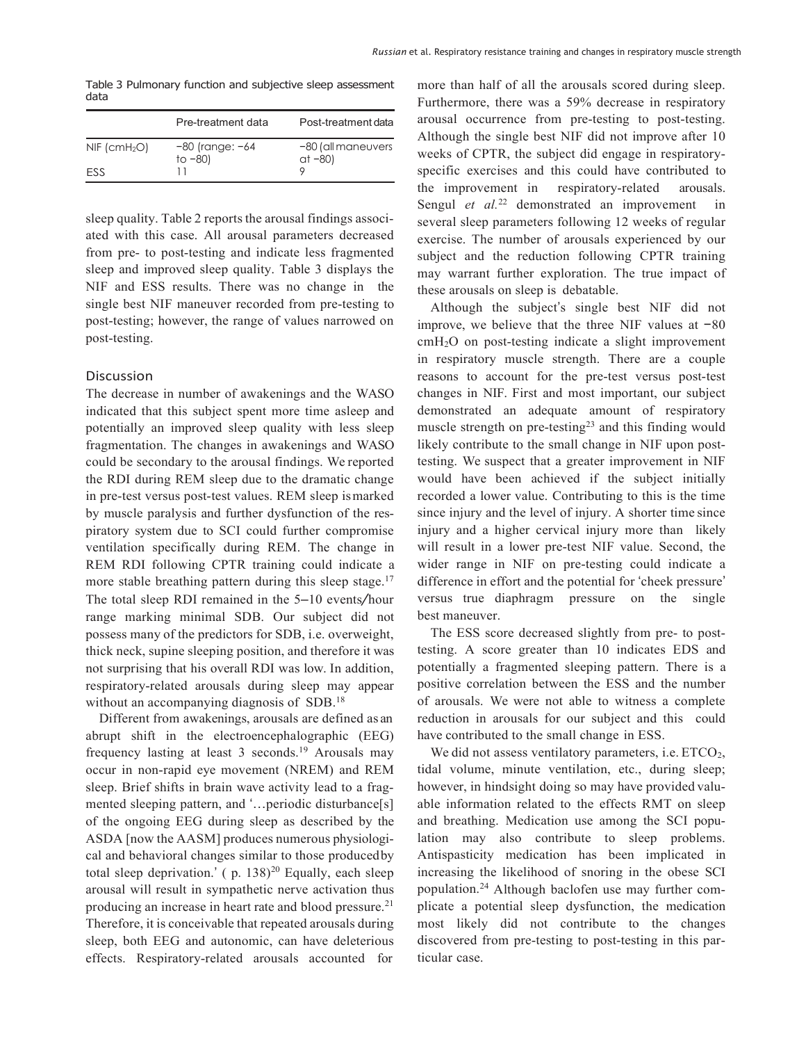Table 3 Pulmonary function and subjective sleep assessment data

| | Pre-treatment data | Post-treatment data |
|---|---|---|
| NIF ($cmH_2O$) | −80 (range: −64 to −80) | −80 (all maneuvers at −80) |
| ESS | 11 | 9 |

sleep quality. Table 2 reports the arousal findings associated with this case. All arousal parameters decreased from pre- to post-testing and indicate less fragmented sleep and improved sleep quality. Table 3 displays the NIF and ESS results. There was no change in the single best NIF maneuver recorded from pre-testing to post-testing; however, the range of values narrowed on post-testing.

## Discussion

The decrease in number of awakenings and the WASO indicated that this subject spent more time asleep and potentially an improved sleep quality with less sleep fragmentation. The changes in awakenings and WASO could be secondary to the arousal findings. We reported the RDI during REM sleep due to the dramatic change in pre-test versus post-test values. REM sleep is marked by muscle paralysis and further dysfunction of the respiratory system due to SCI could further compromise ventilation specifically during REM. The change in REM RDI following CPTR training could indicate a more stable breathing pattern during this sleep stage.[17] The total sleep RDI remained in the 5–10 events/hour range marking minimal SDB. Our subject did not possess many of the predictors for SDB, i.e. overweight, thick neck, supine sleeping position, and therefore it was not surprising that his overall RDI was low. In addition, respiratory-related arousals during sleep may appear without an accompanying diagnosis of SDB.[18]

Different from awakenings, arousals are defined as an abrupt shift in the electroencephalographic (EEG) frequency lasting at least 3 seconds.[19] Arousals may occur in non-rapid eye movement (NREM) and REM sleep. Brief shifts in brain wave activity lead to a fragmented sleeping pattern, and '…periodic disturbance[s] of the ongoing EEG during sleep as described by the ASDA [now the AASM] produces numerous physiological and behavioral changes similar to those produced by total sleep deprivation.' ( p. 138)[20] Equally, each sleep arousal will result in sympathetic nerve activation thus producing an increase in heart rate and blood pressure.[21] Therefore, it is conceivable that repeated arousals during sleep, both EEG and autonomic, can have deleterious effects. Respiratory-related arousals accounted for more than half of all the arousals scored during sleep. Furthermore, there was a 59% decrease in respiratory arousal occurrence from pre-testing to post-testing. Although the single best NIF did not improve after 10 weeks of CPTR, the subject did engage in respiratory-specific exercises and this could have contributed to the improvement in respiratory-related arousals. Sengul *et al.*[22] demonstrated an improvement in several sleep parameters following 12 weeks of regular exercise. The number of arousals experienced by our subject and the reduction following CPTR training may warrant further exploration. The true impact of these arousals on sleep is debatable.

Although the subject's single best NIF did not improve, we believe that the three NIF values at −80 $cmH_2O$ on post-testing indicate a slight improvement in respiratory muscle strength. There are a couple reasons to account for the pre-test versus post-test changes in NIF. First and most important, our subject demonstrated an adequate amount of respiratory muscle strength on pre-testing[23] and this finding would likely contribute to the small change in NIF upon post-testing. We suspect that a greater improvement in NIF would have been achieved if the subject initially recorded a lower value. Contributing to this is the time since injury and the level of injury. A shorter time since injury and a higher cervical injury more than likely will result in a lower pre-test NIF value. Second, the wider range in NIF on pre-testing could indicate a difference in effort and the potential for 'cheek pressure' versus true diaphragm pressure on the single best maneuver.

The ESS score decreased slightly from pre- to post-testing. A score greater than 10 indicates EDS and potentially a fragmented sleeping pattern. There is a positive correlation between the ESS and the number of arousals. We were not able to witness a complete reduction in arousals for our subject and this could have contributed to the small change in ESS.

We did not assess ventilatory parameters, i.e. $ETCO_2$, tidal volume, minute ventilation, etc., during sleep; however, in hindsight doing so may have provided valuable information related to the effects RMT on sleep and breathing. Medication use among the SCI population may also contribute to sleep problems. Antispasticity medication has been implicated in increasing the likelihood of snoring in the obese SCI population.[24] Although baclofen use may further complicate a potential sleep dysfunction, the medication most likely did not contribute to the changes discovered from pre-testing to post-testing in this particular case.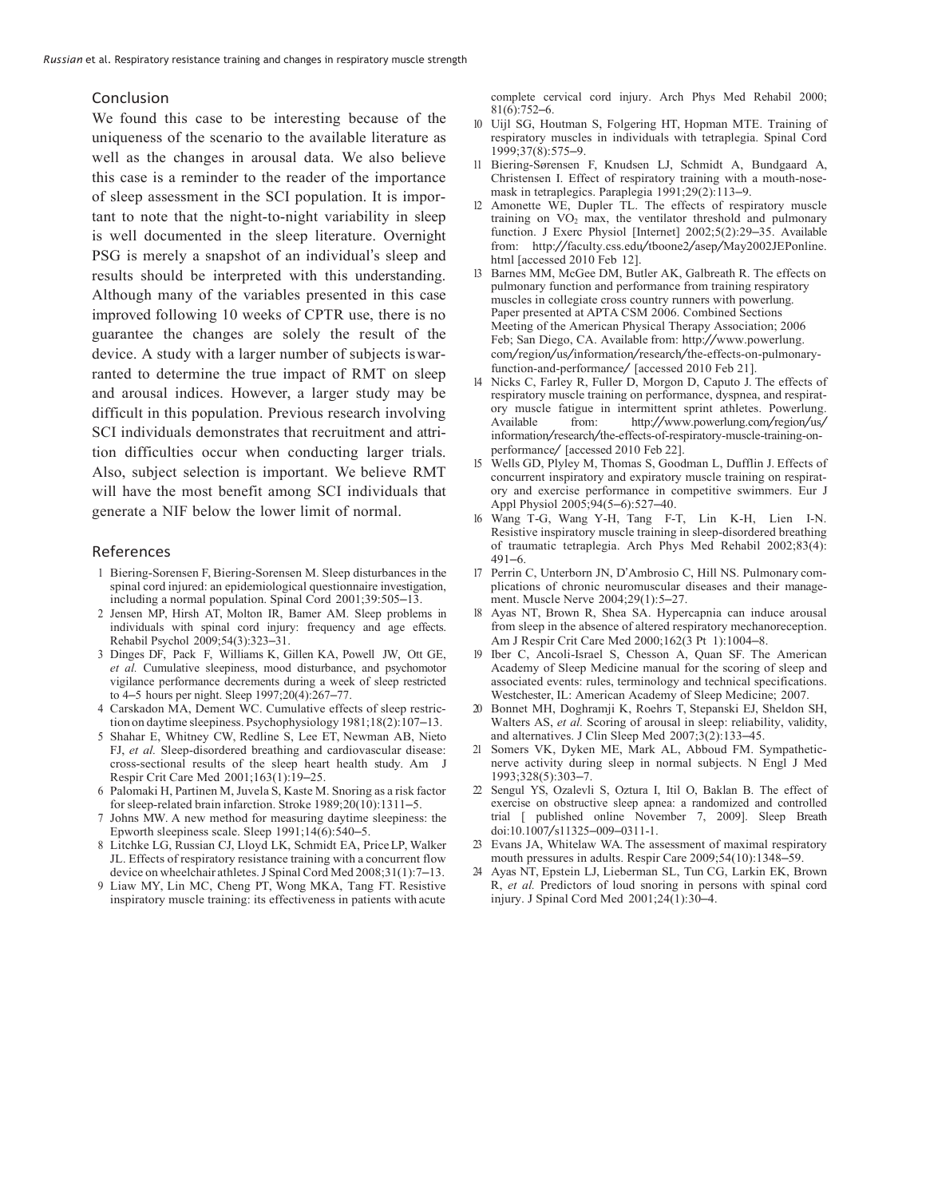## Conclusion

We found this case to be interesting because of the uniqueness of the scenario to the available literature as well as the changes in arousal data. We also believe this case is a reminder to the reader of the importance of sleep assessment in the SCI population. It is important to note that the night-to-night variability in sleep is well documented in the sleep literature. Overnight PSG is merely a snapshot of an individual's sleep and results should be interpreted with this understanding. Although many of the variables presented in this case improved following 10 weeks of CPTR use, there is no guarantee the changes are solely the result of the device. A study with a larger number of subjects is warranted to determine the true impact of RMT on sleep and arousal indices. However, a larger study may be difficult in this population. Previous research involving SCI individuals demonstrates that recruitment and attrition difficulties occur when conducting larger trials. Also, subject selection is important. We believe RMT will have the most benefit among SCI individuals that generate a NIF below the lower limit of normal.

## References

1 Biering-Sorensen F, Biering-Sorensen M. Sleep disturbances in the spinal cord injured: an epidemiological questionnaire investigation, including a normal population. Spinal Cord 2001;39:505–13.

2 Jensen MP, Hirsh AT, Molton IR, Bamer AM. Sleep problems in individuals with spinal cord injury: frequency and age effects. Rehabil Psychol 2009;54(3):323–31.

3 Dinges DF, Pack F, Williams K, Gillen KA, Powell JW, Ott GE, *et al.* Cumulative sleepiness, mood disturbance, and psychomotor vigilance performance decrements during a week of sleep restricted to 4–5 hours per night. Sleep 1997;20(4):267–77.

4 Carskadon MA, Dement WC. Cumulative effects of sleep restriction on daytime sleepiness. Psychophysiology 1981;18(2):107–13.

5 Shahar E, Whitney CW, Redline S, Lee ET, Newman AB, Nieto FJ, *et al.* Sleep-disordered breathing and cardiovascular disease: cross-sectional results of the sleep heart health study. Am J Respir Crit Care Med 2001;163(1):19–25.

6 Palomaki H, Partinen M, Juvela S, Kaste M. Snoring as a risk factor for sleep-related brain infarction. Stroke 1989;20(10):1311–5.

7 Johns MW. A new method for measuring daytime sleepiness: the Epworth sleepiness scale. Sleep 1991;14(6):540–5.

8 Litchke LG, Russian CJ, Lloyd LK, Schmidt EA, Price LP, Walker JL. Effects of respiratory resistance training with a concurrent flow device on wheelchair athletes. J Spinal Cord Med 2008;31(1):7–13.

9 Liaw MY, Lin MC, Cheng PT, Wong MKA, Tang FT. Resistive inspiratory muscle training: its effectiveness in patients with acute complete cervical cord injury. Arch Phys Med Rehabil 2000; 81(6):752–6.

10 Uijl SG, Houtman S, Folgering HT, Hopman MTE. Training of respiratory muscles in individuals with tetraplegia. Spinal Cord 1999;37(8):575–9.

11 Biering-Sørensen F, Knudsen LJ, Schmidt A, Bundgaard A, Christensen I. Effect of respiratory training with a mouth-nose-mask in tetraplegics. Paraplegia 1991;29(2):113–9.

12 Amonette WE, Dupler TL. The effects of respiratory muscle training on $VO_2$ max, the ventilator threshold and pulmonary function. J Exerc Physiol [Internet] 2002;5(2):29–35. Available from: http://faculty.css.edu/tboone2/asep/May2002JEPonline.html [accessed 2010 Feb 12].

13 Barnes MM, McGee DM, Butler AK, Galbreath R. The effects on pulmonary function and performance from training respiratory muscles in collegiate cross country runners with powerlung. Paper presented at APTA CSM 2006. Combined Sections Meeting of the American Physical Therapy Association; 2006 Feb; San Diego, CA. Available from: http://www.powerlung.com/region/us/information/research/the-effects-on-pulmonary-function-and-performance/ [accessed 2010 Feb 21].

14 Nicks C, Farley R, Fuller D, Morgon D, Caputo J. The effects of respiratory muscle training on performance, dyspnea, and respiratory muscle fatigue in intermittent sprint athletes. Powerlung. Available from: http://www.powerlung.com/region/us/information/research/the-effects-of-respiratory-muscle-training-on-performance/ [accessed 2010 Feb 22].

15 Wells GD, Plyley M, Thomas S, Goodman L, Dufflin J. Effects of concurrent inspiratory and expiratory muscle training on respiratory and exercise performance in competitive swimmers. Eur J Appl Physiol 2005;94(5–6):527–40.

16 Wang T-G, Wang Y-H, Tang F-T, Lin K-H, Lien I-N. Resistive inspiratory muscle training in sleep-disordered breathing of traumatic tetraplegia. Arch Phys Med Rehabil 2002;83(4): 491–6.

17 Perrin C, Unterborn JN, D'Ambrosio C, Hill NS. Pulmonary complications of chronic neuromuscular diseases and their management. Muscle Nerve 2004;29(1):5–27.

18 Ayas NT, Brown R, Shea SA. Hypercapnia can induce arousal from sleep in the absence of altered respiratory mechanoreception. Am J Respir Crit Care Med 2000;162(3 Pt 1):1004–8.

19 Iber C, Ancoli-Israel S, Chesson A, Quan SF. The American Academy of Sleep Medicine manual for the scoring of sleep and associated events: rules, terminology and technical specifications. Westchester, IL: American Academy of Sleep Medicine; 2007.

20 Bonnet MH, Doghramji K, Roehrs T, Stepanski EJ, Sheldon SH, Walters AS, *et al.* Scoring of arousal in sleep: reliability, validity, and alternatives. J Clin Sleep Med 2007;3(2):133–45.

21 Somers VK, Dyken ME, Mark AL, Abboud FM. Sympathetic-nerve activity during sleep in normal subjects. N Engl J Med 1993;328(5):303–7.

22 Sengul YS, Ozalevli S, Oztura I, Itil O, Baklan B. The effect of exercise on obstructive sleep apnea: a randomized and controlled trial [ published online November 7, 2009]. Sleep Breath doi:10.1007/s11325–009–0311-1.

23 Evans JA, Whitelaw WA. The assessment of maximal respiratory mouth pressures in adults. Respir Care 2009;54(10):1348–59.

24 Ayas NT, Epstein LJ, Lieberman SL, Tun CG, Larkin EK, Brown R, *et al.* Predictors of loud snoring in persons with spinal cord injury. J Spinal Cord Med 2001;24(1):30–4.